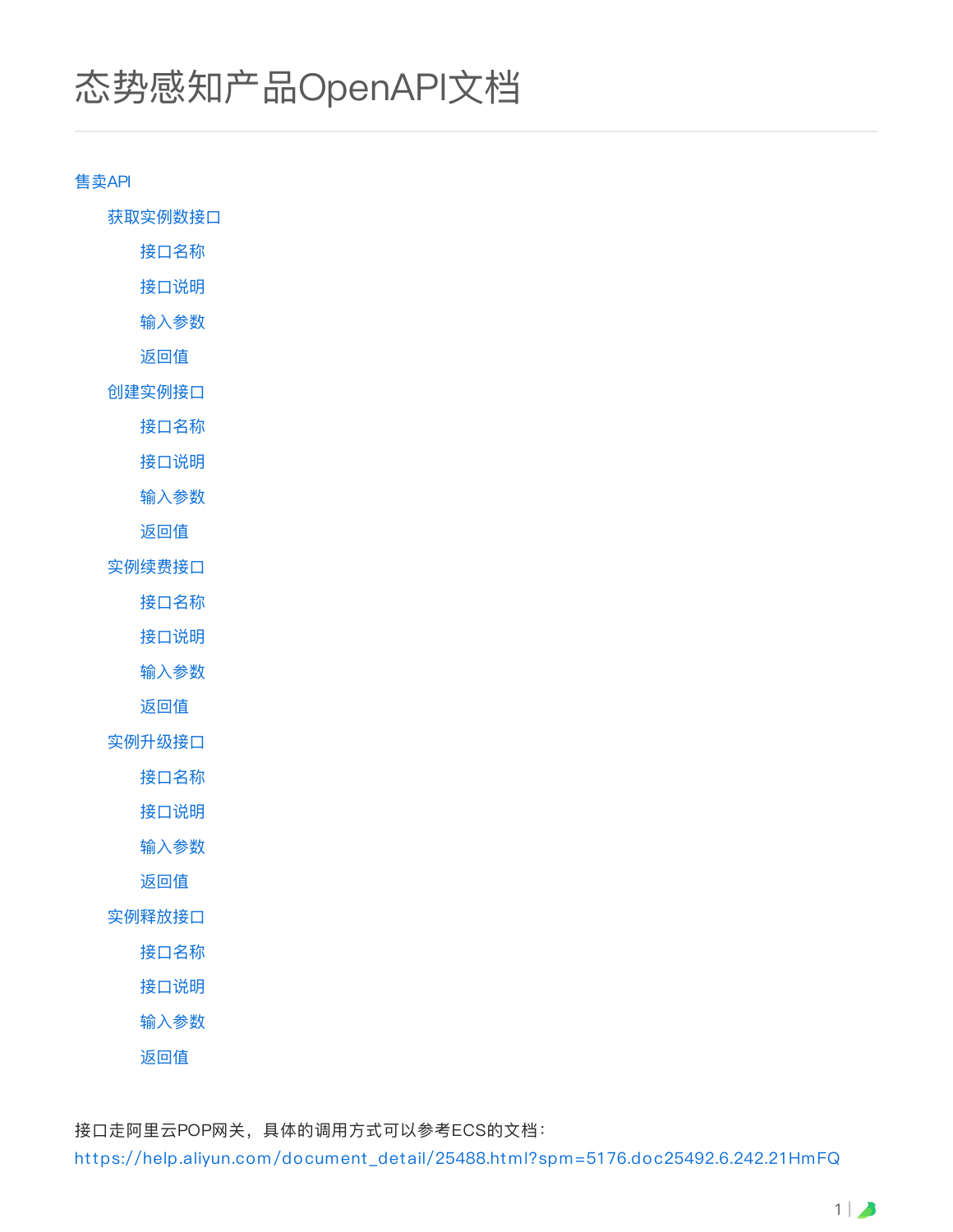# 态势感知产品OpenAPI文档

- 售卖API
  - 获取实例数接口
    - 接口名称
    - 接口说明
    - 输入参数
    - 返回值
  - 创建实例接口
    - 接口名称
    - 接口说明
    - 输入参数
    - 返回值
  - 实例续费接口
    - 接口名称
    - 接口说明
    - 输入参数
    - 返回值
  - 实例升级接口
    - 接口名称
    - 接口说明
    - 输入参数
    - 返回值
  - 实例释放接口
    - 接口名称
    - 接口说明
    - 输入参数
    - 返回值

接口走阿里云POP网关，具体的调用方式可以参考ECS的文档：
https://help.aliyun.com/document_detail/25488.html?spm=5176.doc25492.6.242.21HmFQ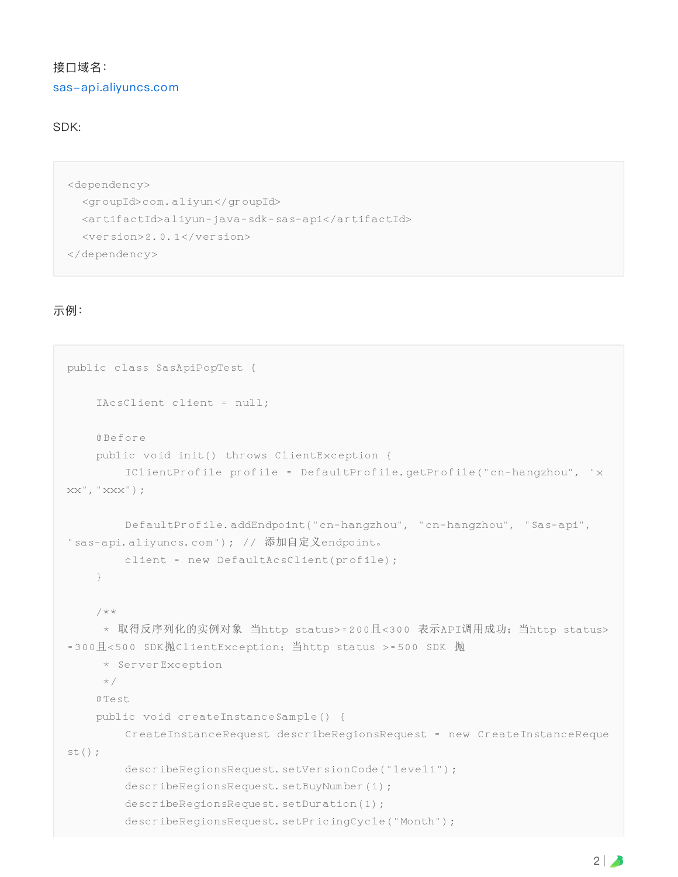接口域名：

sas-api.aliyuncs.com

SDK:

```
<dependency>
  <groupId>com.aliyun</groupId>
  <artifactId>aliyun-java-sdk-sas-api</artifactId>
  <version>2.0.1</version>
</dependency>
```

示例：

```
public class SasApiPopTest {

    IAcsClient client = null;

    @Before
    public void init() throws ClientException {
        IClientProfile profile = DefaultProfile.getProfile("cn-hangzhou", "xxx","xxx");

        DefaultProfile.addEndpoint("cn-hangzhou", "cn-hangzhou", "Sas-api", "sas-api.aliyuncs.com"); // 添加自定义endpoint。
        client = new DefaultAcsClient(profile);
    }

    /**
     * 取得反序列化的实例对象 当http status>=200且<300 表示API调用成功；当http status>=300且<500 SDK抛ClientException；当http status >=500 SDK 抛
     * ServerException
     */
    @Test
    public void createInstanceSample() {
        CreateInstanceRequest describeRegionsRequest = new CreateInstanceRequest();
        describeRegionsRequest.setVersionCode("level1");
        describeRegionsRequest.setBuyNumber(1);
        describeRegionsRequest.setDuration(1);
        describeRegionsRequest.setPricingCycle("Month");
```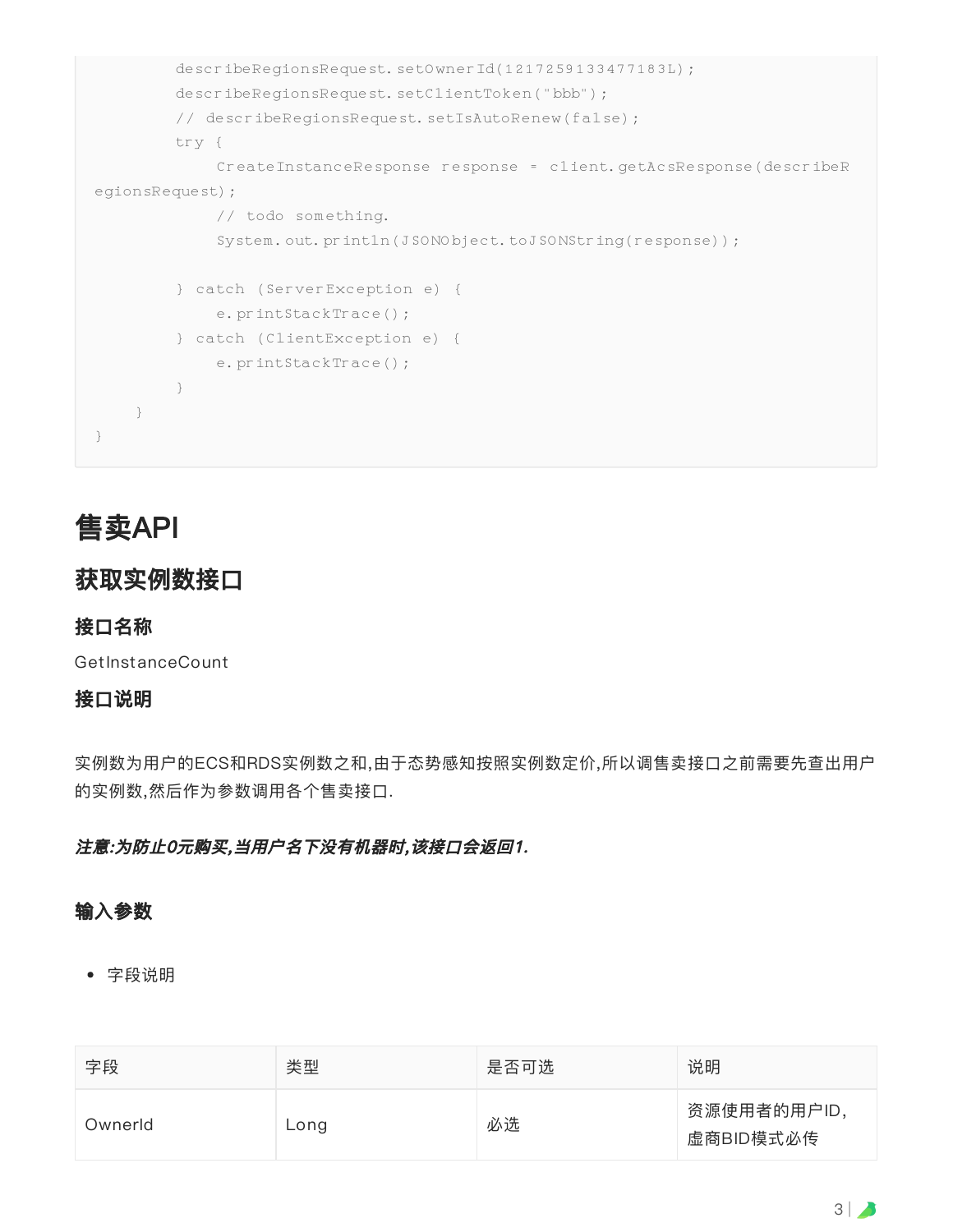```
        describeRegionsRequest.setOwnerId(1217259133477183L);
        describeRegionsRequest.setClientToken("bbb");
        // describeRegionsRequest.setIsAutoRenew(false);
        try {
            CreateInstanceResponse response = client.getAcsResponse(describeRegionsRequest);
            // todo something.
            System.out.println(JSONObject.toJSONString(response));

        } catch (ServerException e) {
            e.printStackTrace();
        } catch (ClientException e) {
            e.printStackTrace();
        }
    }
}
```

# 售卖API

## 获取实例数接口

### 接口名称

GetInstanceCount

### 接口说明

实例数为用户的ECS和RDS实例数之和,由于态势感知按照实例数定价,所以调售卖接口之前需要先查出用户的实例数,然后作为参数调用各个售卖接口.

***注意:为防止0元购买,当用户名下没有机器时,该接口会返回1.***

### 输入参数

- 字段说明

| 字段 | 类型 | 是否可选 | 说明 |
| --- | --- | --- | --- |
| OwnerId | Long | 必选 | 资源使用者的用户ID,虚商BID模式必传 |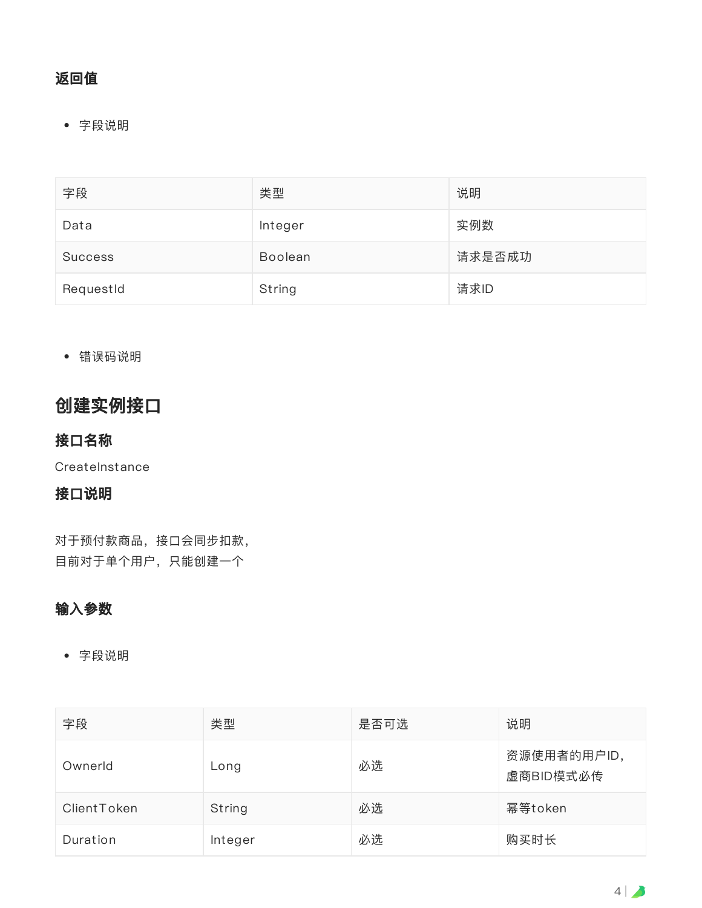### 返回值

- 字段说明

| 字段 | 类型 | 说明 |
| --- | --- | --- |
| Data | Integer | 实例数 |
| Success | Boolean | 请求是否成功 |
| RequestId | String | 请求ID |

- 错误码说明

## 创建实例接口

### 接口名称

CreateInstance

### 接口说明

对于预付款商品，接口会同步扣款，
目前对于单个用户，只能创建一个

### 输入参数

- 字段说明

| 字段 | 类型 | 是否可选 | 说明 |
| --- | --- | --- | --- |
| OwnerId | Long | 必选 | 资源使用者的用户ID，虚商BID模式必传 |
| ClientToken | String | 必选 | 幂等token |
| Duration | Integer | 必选 | 购买时长 |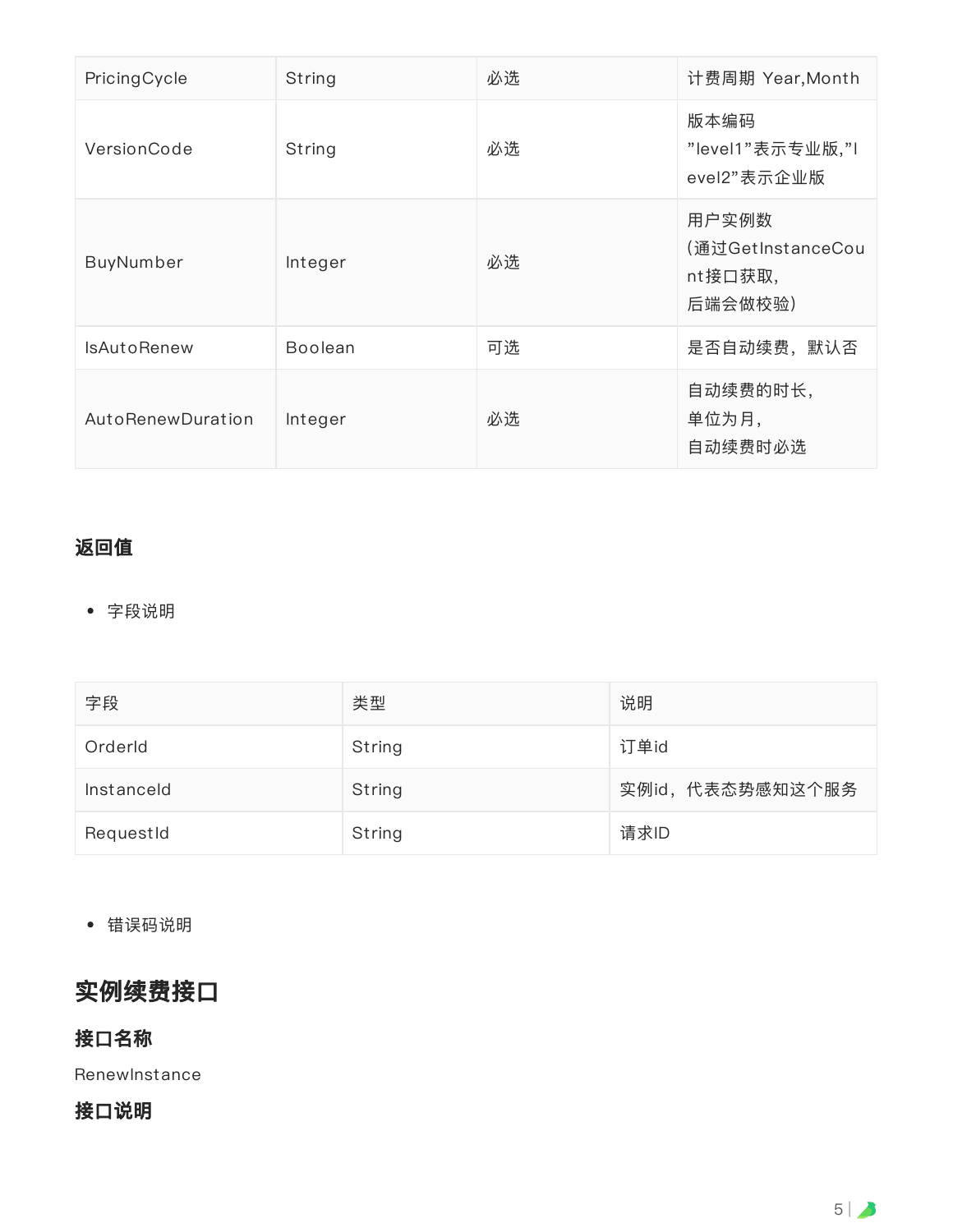| PricingCycle | String | 必选 | 计费周期 Year,Month |
| --- | --- | --- | --- |
| VersionCode | String | 必选 | 版本编码 ”level1”表示专业版,”level2”表示企业版 |
| BuyNumber | Integer | 必选 | 用户实例数 (通过GetInstanceCount接口获取, 后端会做校验) |
| IsAutoRenew | Boolean | 可选 | 是否自动续费，默认否 |
| AutoRenewDuration | Integer | 必选 | 自动续费的时长, 单位为月, 自动续费时必选 |

### 返回值

- 字段说明

| 字段 | 类型 | 说明 |
| --- | --- | --- |
| OrderId | String | 订单id |
| InstanceId | String | 实例id，代表态势感知这个服务 |
| RequestId | String | 请求ID |

- 错误码说明

## 实例续费接口

### 接口名称

RenewInstance

### 接口说明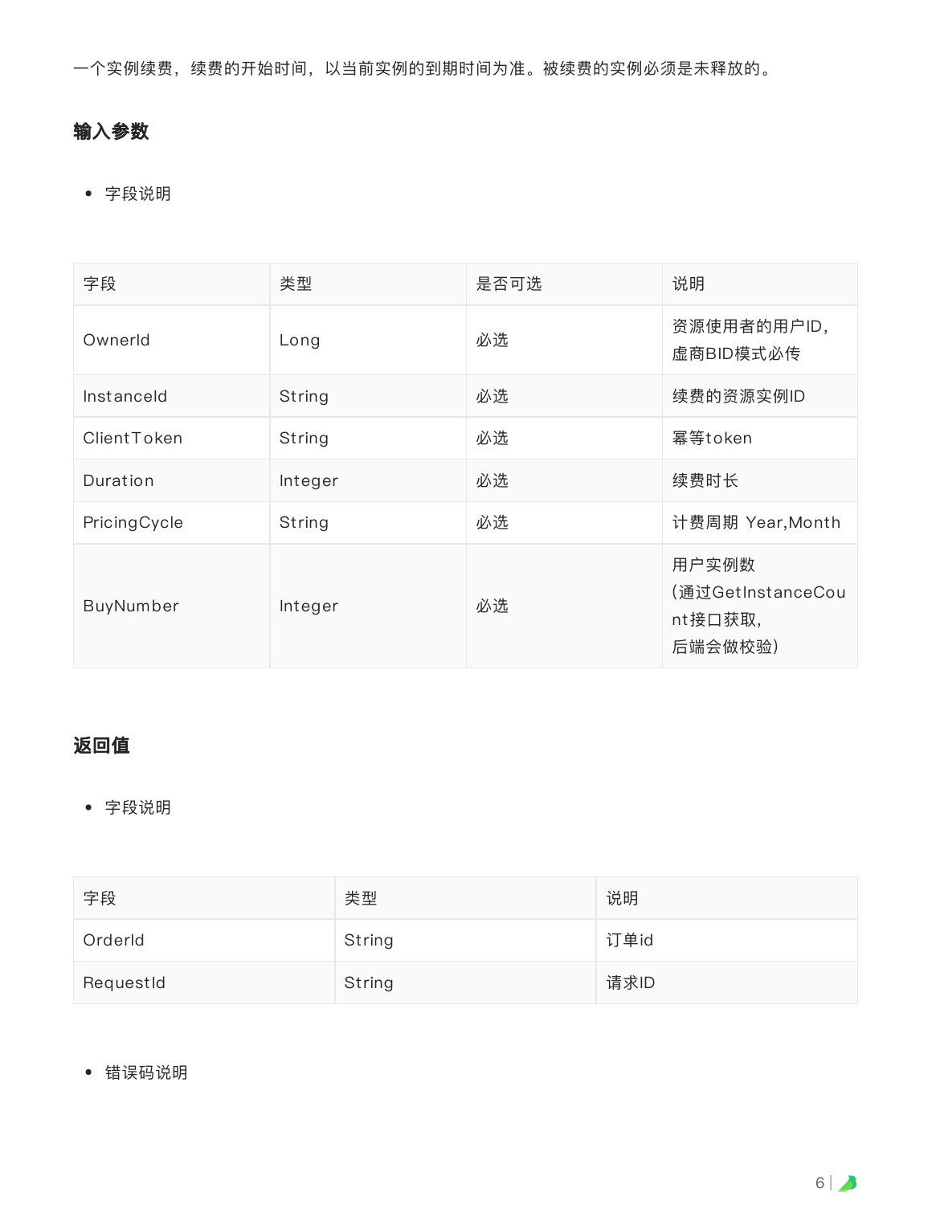一个实例续费，续费的开始时间，以当前实例的到期时间为准。被续费的实例必须是未释放的。

## 输入参数

- 字段说明

| 字段 | 类型 | 是否可选 | 说明 |
| --- | --- | --- | --- |
| OwnerId | Long | 必选 | 资源使用者的用户ID，虚商BID模式必传 |
| InstanceId | String | 必选 | 续费的资源实例ID |
| ClientToken | String | 必选 | 幂等token |
| Duration | Integer | 必选 | 续费时长 |
| PricingCycle | String | 必选 | 计费周期 Year,Month |
| BuyNumber | Integer | 必选 | 用户实例数（通过GetInstanceCount接口获取，后端会做校验） |

## 返回值

- 字段说明

| 字段 | 类型 | 说明 |
| --- | --- | --- |
| OrderId | String | 订单id |
| RequestId | String | 请求ID |

- 错误码说明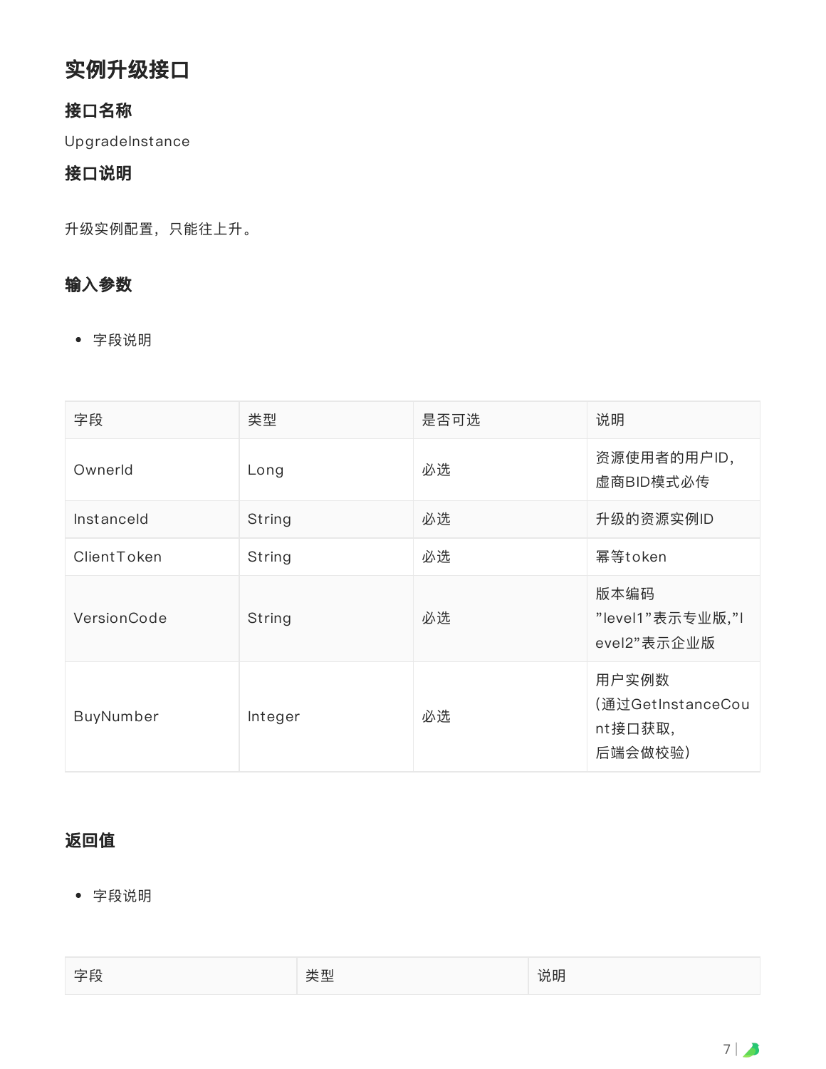# 实例升级接口

## 接口名称

UpgradeInstance

## 接口说明

升级实例配置，只能往上升。

## 输入参数

- 字段说明

| 字段 | 类型 | 是否可选 | 说明 |
| --- | --- | --- | --- |
| OwnerId | Long | 必选 | 资源使用者的用户ID，虚商BID模式必传 |
| InstanceId | String | 必选 | 升级的资源实例ID |
| ClientToken | String | 必选 | 幂等token |
| VersionCode | String | 必选 | 版本编码 ”level1”表示专业版,”level2”表示企业版 |
| BuyNumber | Integer | 必选 | 用户实例数 (通过GetInstanceCount接口获取，后端会做校验) |

## 返回值

- 字段说明

| 字段 | 类型 | 说明 |
| --- | --- | --- |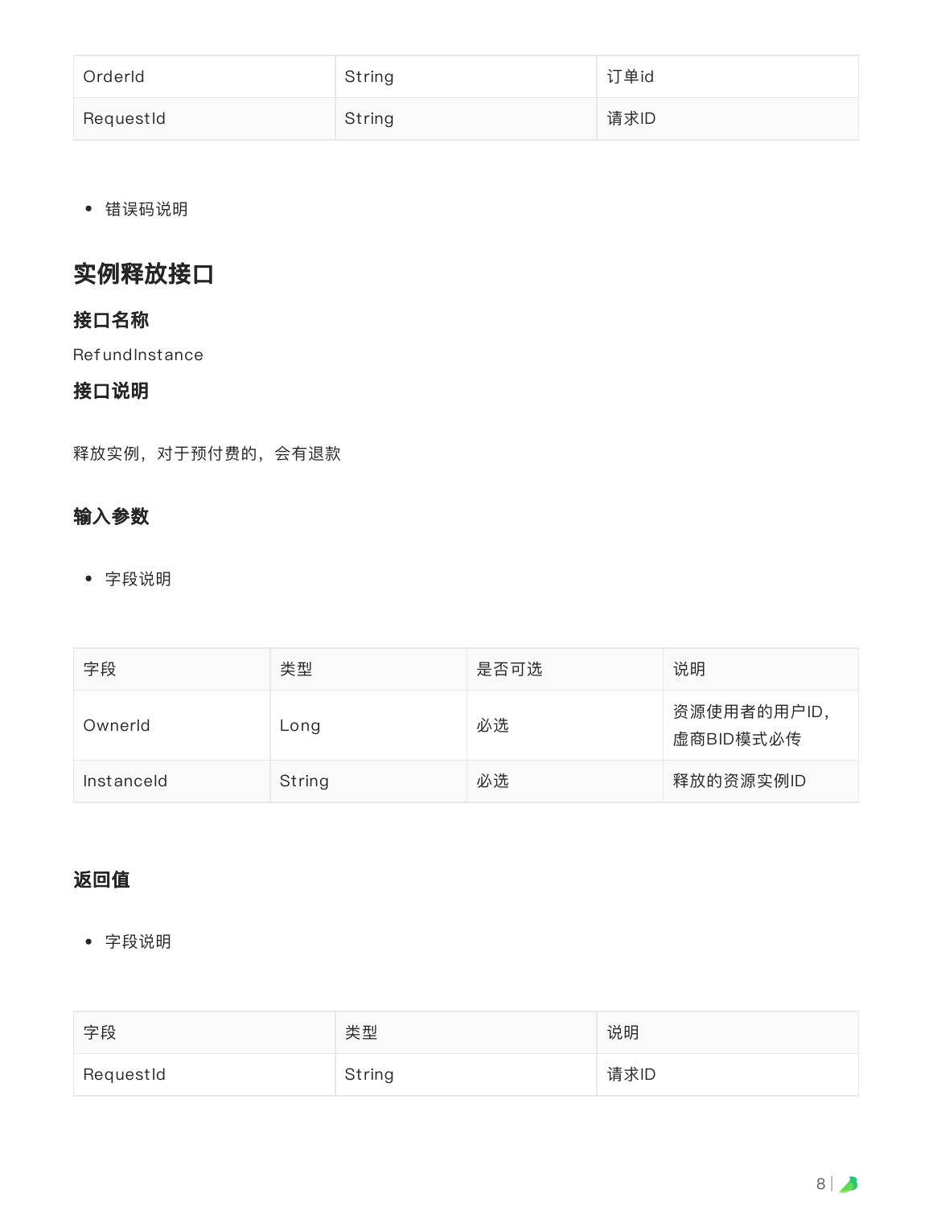| OrderId | String | 订单id |
| --- | --- | --- |
| RequestId | String | 请求ID |

- 错误码说明

## 实例释放接口

### 接口名称

RefundInstance

### 接口说明

释放实例，对于预付费的，会有退款

### 输入参数

- 字段说明

| 字段 | 类型 | 是否可选 | 说明 |
| --- | --- | --- | --- |
| OwnerId | Long | 必选 | 资源使用者的用户ID，虚商BID模式必传 |
| InstanceId | String | 必选 | 释放的资源实例ID |

### 返回值

- 字段说明

| 字段 | 类型 | 说明 |
| --- | --- | --- |
| RequestId | String | 请求ID |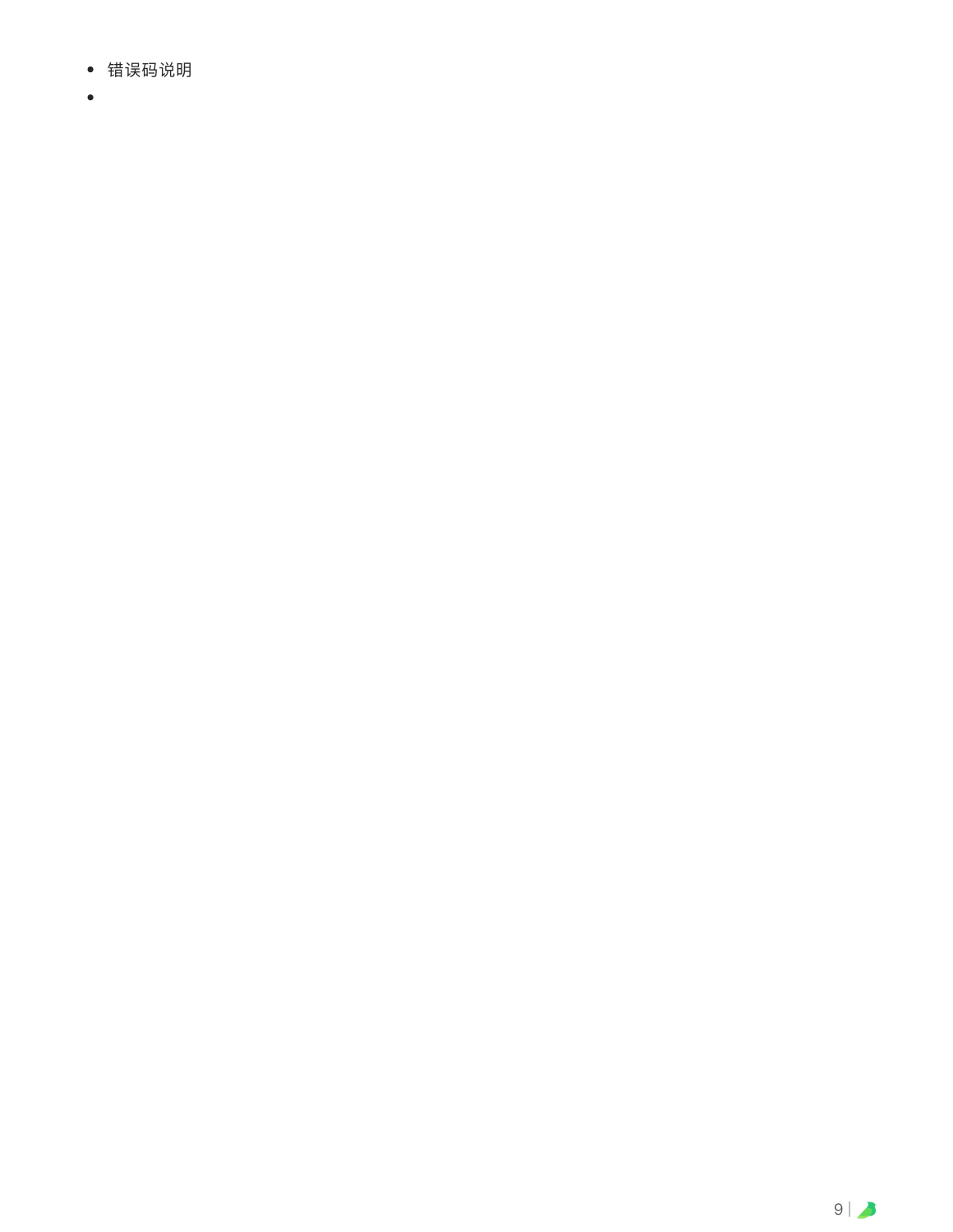- 错误码说明
-